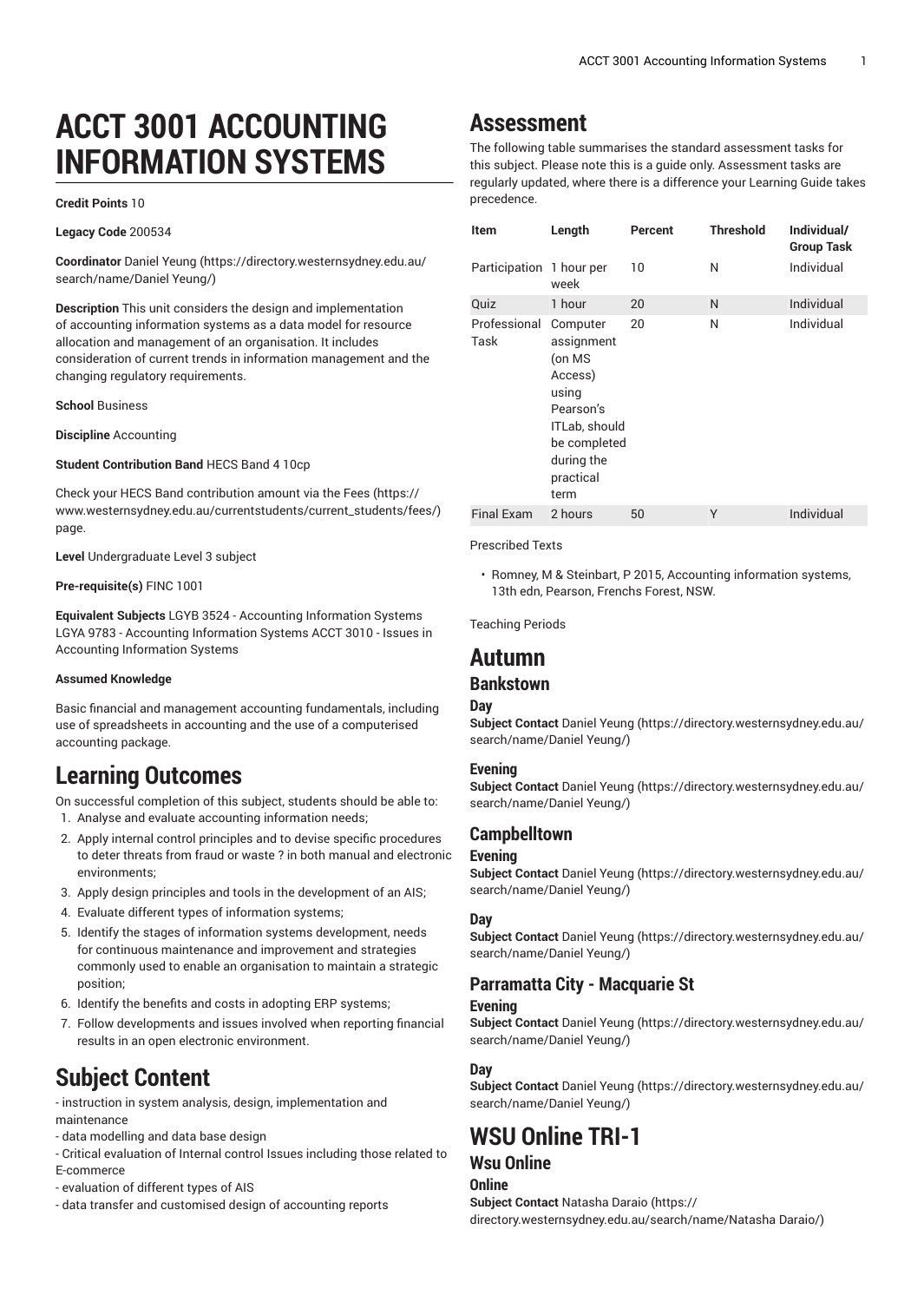# ACCT 3001 ACCOUNTING INFORMATION SYSTEMS

**Credit Points** 10

**Legacy Code** 200534

**Coordinator** Daniel Yeung (https://directory.westernsydney.edu.au/search/name/Daniel Yeung/)

**Description** This unit considers the design and implementation of accounting information systems as a data model for resource allocation and management of an organisation. It includes consideration of current trends in information management and the changing regulatory requirements.

**School** Business

**Discipline** Accounting

**Student Contribution Band** HECS Band 4 10cp

Check your HECS Band contribution amount via the Fees (https://www.westernsydney.edu.au/currentstudents/current_students/fees/) page.

**Level** Undergraduate Level 3 subject

**Pre-requisite(s)** FINC 1001

**Equivalent Subjects** LGYB 3524 - Accounting Information Systems LGYA 9783 - Accounting Information Systems ACCT 3010 - Issues in Accounting Information Systems

**Assumed Knowledge**

Basic financial and management accounting fundamentals, including use of spreadsheets in accounting and the use of a computerised accounting package.

# Learning Outcomes

On successful completion of this subject, students should be able to:

1. Analyse and evaluate accounting information needs;
2. Apply internal control principles and to devise specific procedures to deter threats from fraud or waste ? in both manual and electronic environments;
3. Apply design principles and tools in the development of an AIS;
4. Evaluate different types of information systems;
5. Identify the stages of information systems development, needs for continuous maintenance and improvement and strategies commonly used to enable an organisation to maintain a strategic position;
6. Identify the benefits and costs in adopting ERP systems;
7. Follow developments and issues involved when reporting financial results in an open electronic environment.

# Subject Content

- instruction in system analysis, design, implementation and maintenance
- data modelling and data base design
- Critical evaluation of Internal control Issues including those related to E-commerce
- evaluation of different types of AIS
- data transfer and customised design of accounting reports

# Assessment

The following table summarises the standard assessment tasks for this subject. Please note this is a guide only. Assessment tasks are regularly updated, where there is a difference your Learning Guide takes precedence.

| Item | Length | Percent | Threshold | Individual/ Group Task |
|---|---|---|---|---|
| Participation | 1 hour per week | 10 | N | Individual |
| Quiz | 1 hour | 20 | N | Individual |
| Professional Task | Computer assignment (on MS Access) using Pearson's ITLab, should be completed during the practical term | 20 | N | Individual |
| Final Exam | 2 hours | 50 | Y | Individual |

Prescribed Texts

- Romney, M & Steinbart, P 2015, Accounting information systems, 13th edn, Pearson, Frenchs Forest, NSW.

Teaching Periods

# Autumn

## Bankstown

### Day

**Subject Contact** Daniel Yeung (https://directory.westernsydney.edu.au/search/name/Daniel Yeung/)

### Evening

**Subject Contact** Daniel Yeung (https://directory.westernsydney.edu.au/search/name/Daniel Yeung/)

## Campbelltown

### Evening

**Subject Contact** Daniel Yeung (https://directory.westernsydney.edu.au/search/name/Daniel Yeung/)

### Day

**Subject Contact** Daniel Yeung (https://directory.westernsydney.edu.au/search/name/Daniel Yeung/)

## Parramatta City - Macquarie St

### Evening

**Subject Contact** Daniel Yeung (https://directory.westernsydney.edu.au/search/name/Daniel Yeung/)

### Day

**Subject Contact** Daniel Yeung (https://directory.westernsydney.edu.au/search/name/Daniel Yeung/)

# WSU Online TRI-1

## Wsu Online

### Online

**Subject Contact** Natasha Daraio (https://directory.westernsydney.edu.au/search/name/Natasha Daraio/)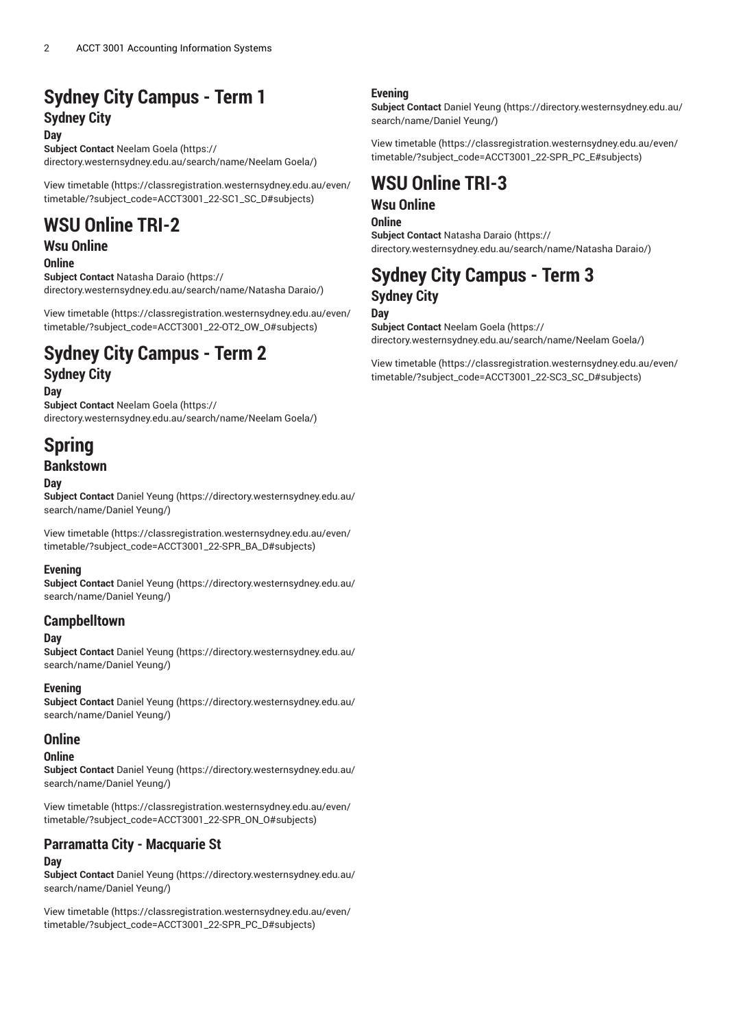# Sydney City Campus - Term 1

## Sydney City

### Day

**Subject Contact** Neelam Goela (https://directory.westernsydney.edu.au/search/name/Neelam Goela/)

View timetable (https://classregistration.westernsydney.edu.au/even/timetable/?subject_code=ACCT3001_22-SC1_SC_D#subjects)

# WSU Online TRI-2

## Wsu Online

### Online

**Subject Contact** Natasha Daraio (https://directory.westernsydney.edu.au/search/name/Natasha Daraio/)

View timetable (https://classregistration.westernsydney.edu.au/even/timetable/?subject_code=ACCT3001_22-OT2_OW_O#subjects)

# Sydney City Campus - Term 2

## Sydney City

### Day

**Subject Contact** Neelam Goela (https://directory.westernsydney.edu.au/search/name/Neelam Goela/)

# Spring

## Bankstown

### Day

**Subject Contact** Daniel Yeung (https://directory.westernsydney.edu.au/search/name/Daniel Yeung/)

View timetable (https://classregistration.westernsydney.edu.au/even/timetable/?subject_code=ACCT3001_22-SPR_BA_D#subjects)

### Evening

**Subject Contact** Daniel Yeung (https://directory.westernsydney.edu.au/search/name/Daniel Yeung/)

## Campbelltown

### Day

**Subject Contact** Daniel Yeung (https://directory.westernsydney.edu.au/search/name/Daniel Yeung/)

### Evening

**Subject Contact** Daniel Yeung (https://directory.westernsydney.edu.au/search/name/Daniel Yeung/)

## Online

### Online

**Subject Contact** Daniel Yeung (https://directory.westernsydney.edu.au/search/name/Daniel Yeung/)

View timetable (https://classregistration.westernsydney.edu.au/even/timetable/?subject_code=ACCT3001_22-SPR_ON_O#subjects)

## Parramatta City - Macquarie St

### Day

**Subject Contact** Daniel Yeung (https://directory.westernsydney.edu.au/search/name/Daniel Yeung/)

View timetable (https://classregistration.westernsydney.edu.au/even/timetable/?subject_code=ACCT3001_22-SPR_PC_D#subjects)

### Evening

**Subject Contact** Daniel Yeung (https://directory.westernsydney.edu.au/search/name/Daniel Yeung/)

View timetable (https://classregistration.westernsydney.edu.au/even/timetable/?subject_code=ACCT3001_22-SPR_PC_E#subjects)

# WSU Online TRI-3

## Wsu Online

### Online

**Subject Contact** Natasha Daraio (https://directory.westernsydney.edu.au/search/name/Natasha Daraio/)

# Sydney City Campus - Term 3

## Sydney City

### Day

**Subject Contact** Neelam Goela (https://directory.westernsydney.edu.au/search/name/Neelam Goela/)

View timetable (https://classregistration.westernsydney.edu.au/even/timetable/?subject_code=ACCT3001_22-SC3_SC_D#subjects)